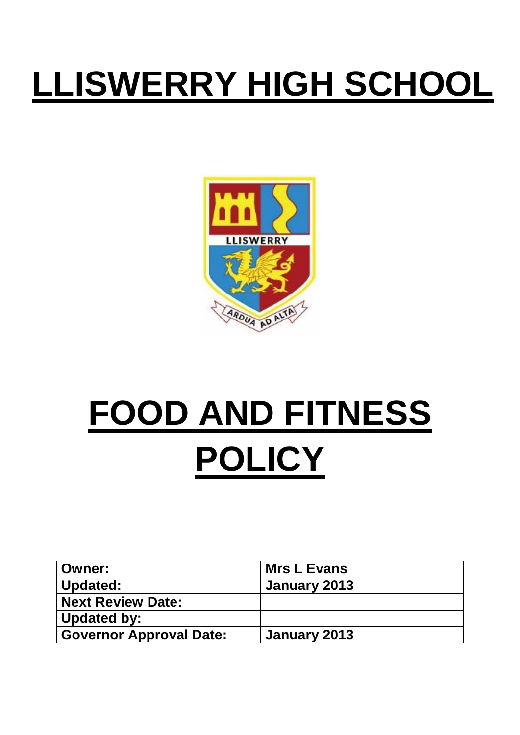# LLISWERRY HIGH SCHOOL

# FOOD AND FITNESS POLICY

| Owner: | Mrs L Evans |
|---|---|
| Updated: | January 2013 |
| Next Review Date: | |
| Updated by: | |
| Governor Approval Date: | January 2013 |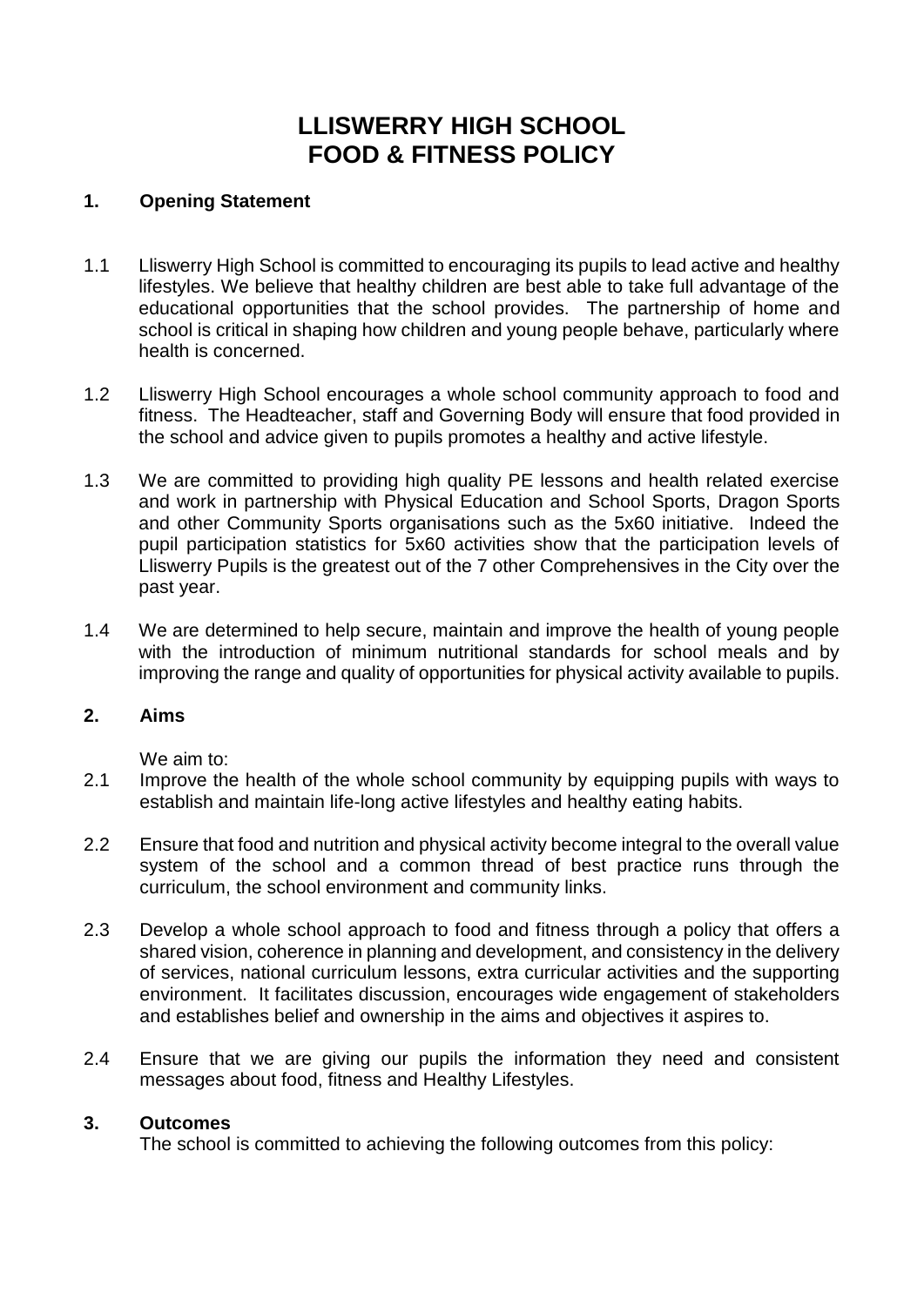# LLISWERRY HIGH SCHOOL
# FOOD & FITNESS POLICY

## 1. Opening Statement

1.1 Lliswerry High School is committed to encouraging its pupils to lead active and healthy lifestyles. We believe that healthy children are best able to take full advantage of the educational opportunities that the school provides. The partnership of home and school is critical in shaping how children and young people behave, particularly where health is concerned.

1.2 Lliswerry High School encourages a whole school community approach to food and fitness. The Headteacher, staff and Governing Body will ensure that food provided in the school and advice given to pupils promotes a healthy and active lifestyle.

1.3 We are committed to providing high quality PE lessons and health related exercise and work in partnership with Physical Education and School Sports, Dragon Sports and other Community Sports organisations such as the 5x60 initiative. Indeed the pupil participation statistics for 5x60 activities show that the participation levels of Lliswerry Pupils is the greatest out of the 7 other Comprehensives in the City over the past year.

1.4 We are determined to help secure, maintain and improve the health of young people with the introduction of minimum nutritional standards for school meals and by improving the range and quality of opportunities for physical activity available to pupils.

## 2. Aims

We aim to:

2.1 Improve the health of the whole school community by equipping pupils with ways to establish and maintain life-long active lifestyles and healthy eating habits.

2.2 Ensure that food and nutrition and physical activity become integral to the overall value system of the school and a common thread of best practice runs through the curriculum, the school environment and community links.

2.3 Develop a whole school approach to food and fitness through a policy that offers a shared vision, coherence in planning and development, and consistency in the delivery of services, national curriculum lessons, extra curricular activities and the supporting environment. It facilitates discussion, encourages wide engagement of stakeholders and establishes belief and ownership in the aims and objectives it aspires to.

2.4 Ensure that we are giving our pupils the information they need and consistent messages about food, fitness and Healthy Lifestyles.

## 3. Outcomes

The school is committed to achieving the following outcomes from this policy: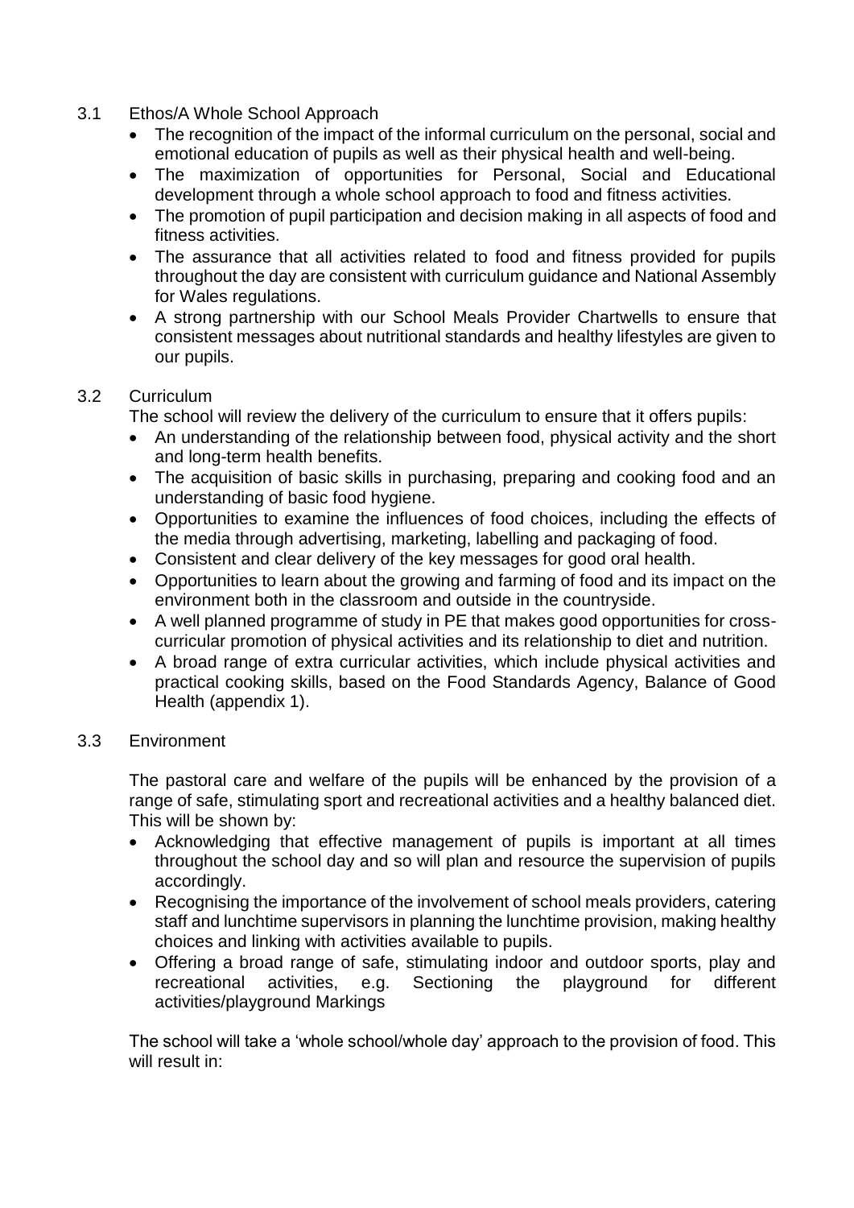### 3.1 Ethos/A Whole School Approach

- The recognition of the impact of the informal curriculum on the personal, social and emotional education of pupils as well as their physical health and well-being.
- The maximization of opportunities for Personal, Social and Educational development through a whole school approach to food and fitness activities.
- The promotion of pupil participation and decision making in all aspects of food and fitness activities.
- The assurance that all activities related to food and fitness provided for pupils throughout the day are consistent with curriculum guidance and National Assembly for Wales regulations.
- A strong partnership with our School Meals Provider Chartwells to ensure that consistent messages about nutritional standards and healthy lifestyles are given to our pupils.

### 3.2 Curriculum

The school will review the delivery of the curriculum to ensure that it offers pupils:

- An understanding of the relationship between food, physical activity and the short and long-term health benefits.
- The acquisition of basic skills in purchasing, preparing and cooking food and an understanding of basic food hygiene.
- Opportunities to examine the influences of food choices, including the effects of the media through advertising, marketing, labelling and packaging of food.
- Consistent and clear delivery of the key messages for good oral health.
- Opportunities to learn about the growing and farming of food and its impact on the environment both in the classroom and outside in the countryside.
- A well planned programme of study in PE that makes good opportunities for cross-curricular promotion of physical activities and its relationship to diet and nutrition.
- A broad range of extra curricular activities, which include physical activities and practical cooking skills, based on the Food Standards Agency, Balance of Good Health (appendix 1).

### 3.3 Environment

The pastoral care and welfare of the pupils will be enhanced by the provision of a range of safe, stimulating sport and recreational activities and a healthy balanced diet. This will be shown by:

- Acknowledging that effective management of pupils is important at all times throughout the school day and so will plan and resource the supervision of pupils accordingly.
- Recognising the importance of the involvement of school meals providers, catering staff and lunchtime supervisors in planning the lunchtime provision, making healthy choices and linking with activities available to pupils.
- Offering a broad range of safe, stimulating indoor and outdoor sports, play and recreational activities, e.g. Sectioning the playground for different activities/playground Markings

The school will take a 'whole school/whole day' approach to the provision of food. This will result in: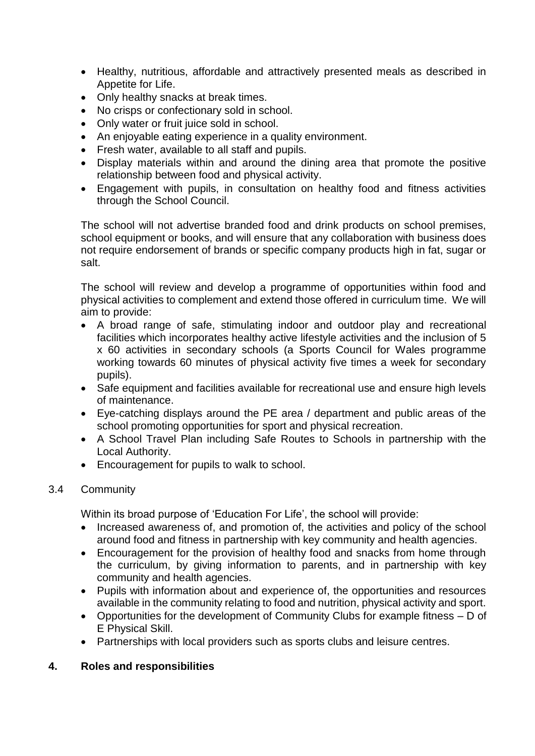- Healthy, nutritious, affordable and attractively presented meals as described in Appetite for Life.
- Only healthy snacks at break times.
- No crisps or confectionary sold in school.
- Only water or fruit juice sold in school.
- An enjoyable eating experience in a quality environment.
- Fresh water, available to all staff and pupils.
- Display materials within and around the dining area that promote the positive relationship between food and physical activity.
- Engagement with pupils, in consultation on healthy food and fitness activities through the School Council.

The school will not advertise branded food and drink products on school premises, school equipment or books, and will ensure that any collaboration with business does not require endorsement of brands or specific company products high in fat, sugar or salt.

The school will review and develop a programme of opportunities within food and physical activities to complement and extend those offered in curriculum time. We will aim to provide:

- A broad range of safe, stimulating indoor and outdoor play and recreational facilities which incorporates healthy active lifestyle activities and the inclusion of 5 x 60 activities in secondary schools (a Sports Council for Wales programme working towards 60 minutes of physical activity five times a week for secondary pupils).
- Safe equipment and facilities available for recreational use and ensure high levels of maintenance.
- Eye-catching displays around the PE area / department and public areas of the school promoting opportunities for sport and physical recreation.
- A School Travel Plan including Safe Routes to Schools in partnership with the Local Authority.
- Encouragement for pupils to walk to school.

3.4 Community

Within its broad purpose of 'Education For Life', the school will provide:

- Increased awareness of, and promotion of, the activities and policy of the school around food and fitness in partnership with key community and health agencies.
- Encouragement for the provision of healthy food and snacks from home through the curriculum, by giving information to parents, and in partnership with key community and health agencies.
- Pupils with information about and experience of, the opportunities and resources available in the community relating to food and nutrition, physical activity and sport.
- Opportunities for the development of Community Clubs for example fitness – D of E Physical Skill.
- Partnerships with local providers such as sports clubs and leisure centres.

## 4. Roles and responsibilities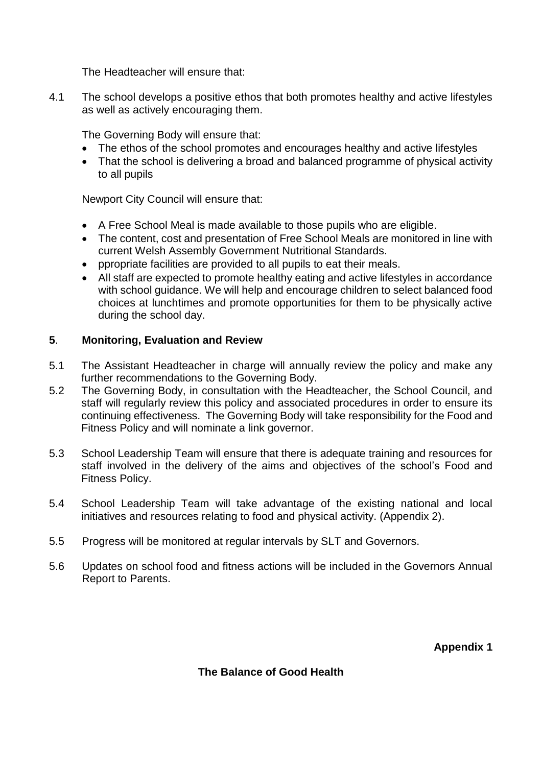The Headteacher will ensure that:

4.1 The school develops a positive ethos that both promotes healthy and active lifestyles as well as actively encouraging them.

The Governing Body will ensure that:

- The ethos of the school promotes and encourages healthy and active lifestyles
- That the school is delivering a broad and balanced programme of physical activity to all pupils

Newport City Council will ensure that:

- A Free School Meal is made available to those pupils who are eligible.
- The content, cost and presentation of Free School Meals are monitored in line with current Welsh Assembly Government Nutritional Standards.
- ppropriate facilities are provided to all pupils to eat their meals.
- All staff are expected to promote healthy eating and active lifestyles in accordance with school guidance. We will help and encourage children to select balanced food choices at lunchtimes and promote opportunities for them to be physically active during the school day.

## **5**. Monitoring, Evaluation and Review

5.1 The Assistant Headteacher in charge will annually review the policy and make any further recommendations to the Governing Body.

5.2 The Governing Body, in consultation with the Headteacher, the School Council, and staff will regularly review this policy and associated procedures in order to ensure its continuing effectiveness. The Governing Body will take responsibility for the Food and Fitness Policy and will nominate a link governor.

5.3 School Leadership Team will ensure that there is adequate training and resources for staff involved in the delivery of the aims and objectives of the school's Food and Fitness Policy.

5.4 School Leadership Team will take advantage of the existing national and local initiatives and resources relating to food and physical activity. (Appendix 2).

5.5 Progress will be monitored at regular intervals by SLT and Governors.

5.6 Updates on school food and fitness actions will be included in the Governors Annual Report to Parents.

**Appendix 1**

**The Balance of Good Health**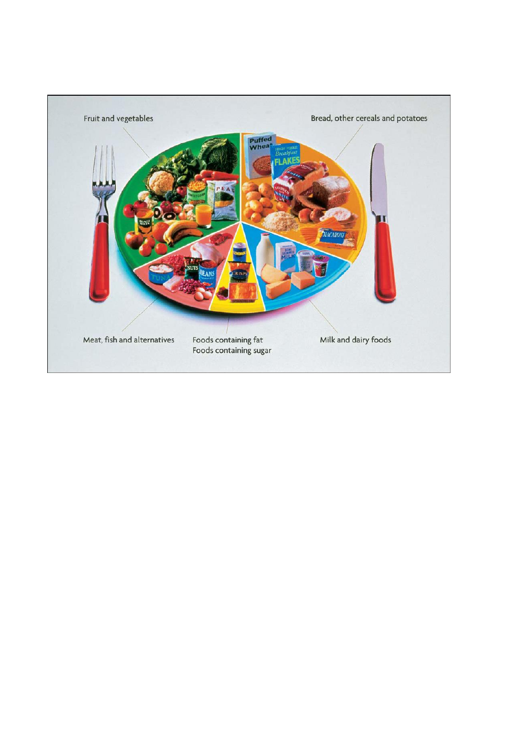Fruit and vegetables

Bread, other cereals and potatoes

Meat, fish and alternatives

Foods containing fat
Foods containing sugar

Milk and dairy foods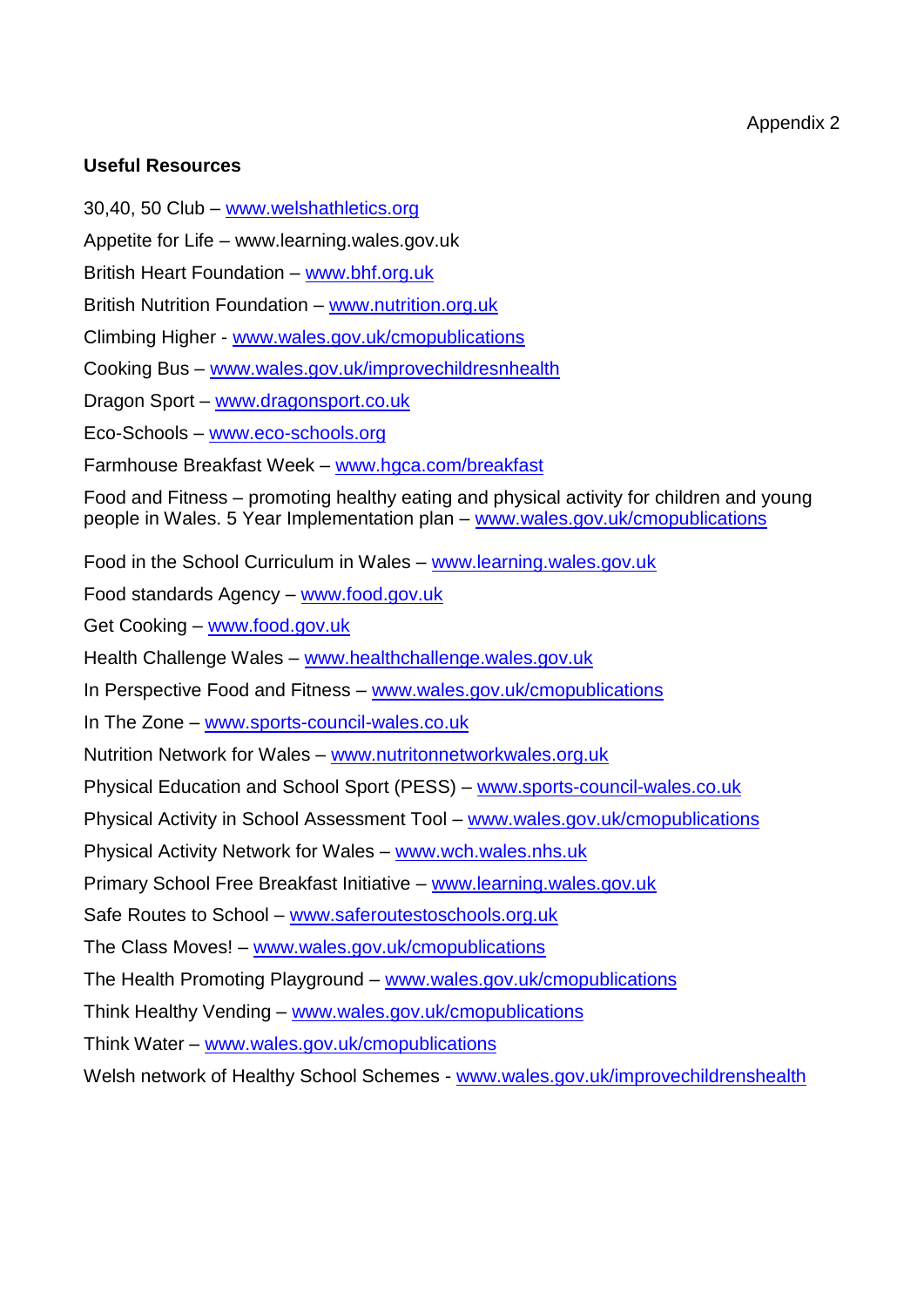Appendix 2

**Useful Resources**

30,40, 50 Club – www.welshathletics.org

Appetite for Life – www.learning.wales.gov.uk

British Heart Foundation – www.bhf.org.uk

British Nutrition Foundation – www.nutrition.org.uk

Climbing Higher - www.wales.gov.uk/cmopublications

Cooking Bus – www.wales.gov.uk/improvechildresnhealth

Dragon Sport – www.dragonsport.co.uk

Eco-Schools – www.eco-schools.org

Farmhouse Breakfast Week – www.hgca.com/breakfast

Food and Fitness – promoting healthy eating and physical activity for children and young people in Wales. 5 Year Implementation plan – www.wales.gov.uk/cmopublications

Food in the School Curriculum in Wales – www.learning.wales.gov.uk

Food standards Agency – www.food.gov.uk

Get Cooking – www.food.gov.uk

Health Challenge Wales – www.healthchallenge.wales.gov.uk

In Perspective Food and Fitness – www.wales.gov.uk/cmopublications

In The Zone – www.sports-council-wales.co.uk

Nutrition Network for Wales – www.nutritonnetworkwales.org.uk

Physical Education and School Sport (PESS) – www.sports-council-wales.co.uk

Physical Activity in School Assessment Tool – www.wales.gov.uk/cmopublications

Physical Activity Network for Wales – www.wch.wales.nhs.uk

Primary School Free Breakfast Initiative – www.learning.wales.gov.uk

Safe Routes to School – www.saferoutestoschools.org.uk

The Class Moves! – www.wales.gov.uk/cmopublications

The Health Promoting Playground – www.wales.gov.uk/cmopublications

Think Healthy Vending – www.wales.gov.uk/cmopublications

Think Water – www.wales.gov.uk/cmopublications

Welsh network of Healthy School Schemes - www.wales.gov.uk/improvechildrenshealth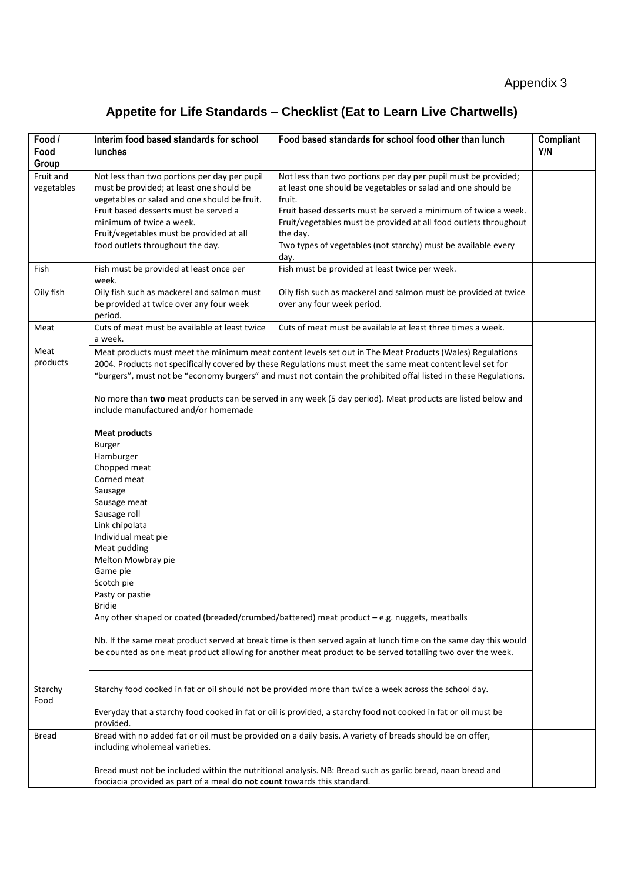Appendix 3

# Appetite for Life Standards – Checklist (Eat to Learn Live Chartwells)

| Food / Food Group | Interim food based standards for school lunches | Food based standards for school food other than lunch | Compliant Y/N |
|---|---|---|---|
| Fruit and vegetables | Not less than two portions per day per pupil must be provided; at least one should be vegetables or salad and one should be fruit.<br>Fruit based desserts must be served a minimum of twice a week.<br>Fruit/vegetables must be provided at all food outlets throughout the day. | Not less than two portions per day per pupil must be provided; at least one should be vegetables or salad and one should be fruit.<br>Fruit based desserts must be served a minimum of twice a week.<br>Fruit/vegetables must be provided at all food outlets throughout the day.<br>Two types of vegetables (not starchy) must be available every day. | |
| Fish | Fish must be provided at least once per week. | Fish must be provided at least twice per week. | |
| Oily fish | Oily fish such as mackerel and salmon must be provided at twice over any four week period. | Oily fish such as mackerel and salmon must be provided at twice over any four week period. | |
| Meat | Cuts of meat must be available at least twice a week. | Cuts of meat must be available at least three times a week. | |
| Meat products | Meat products must meet the minimum meat content levels set out in The Meat Products (Wales) Regulations 2004. Products not specifically covered by these Regulations must meet the same meat content level set for "burgers", must not be "economy burgers" and must not contain the prohibited offal listed in these Regulations.<br><br>No more than **two** meat products can be served in any week (5 day period). Meat products are listed below and include manufactured and/or homemade<br><br>**Meat products**<br>Burger<br>Hamburger<br>Chopped meat<br>Corned meat<br>Sausage<br>Sausage meat<br>Sausage roll<br>Link chipolata<br>Individual meat pie<br>Meat pudding<br>Melton Mowbray pie<br>Game pie<br>Scotch pie<br>Pasty or pastie<br>Bridie<br>Any other shaped or coated (breaded/crumbed/battered) meat product – e.g. nuggets, meatballs<br><br>Nb. If the same meat product served at break time is then served again at lunch time on the same day this would be counted as one meat product allowing for another meat product to be served totalling two over the week. | | |
| Starchy Food | Starchy food cooked in fat or oil should not be provided more than twice a week across the school day.<br><br>Everyday that a starchy food cooked in fat or oil is provided, a starchy food not cooked in fat or oil must be provided. | | |
| Bread | Bread with no added fat or oil must be provided on a daily basis. A variety of breads should be on offer, including wholemeal varieties.<br><br>Bread must not be included within the nutritional analysis. NB: Bread such as garlic bread, naan bread and focciacia provided as part of a meal **do not count** towards this standard. | | |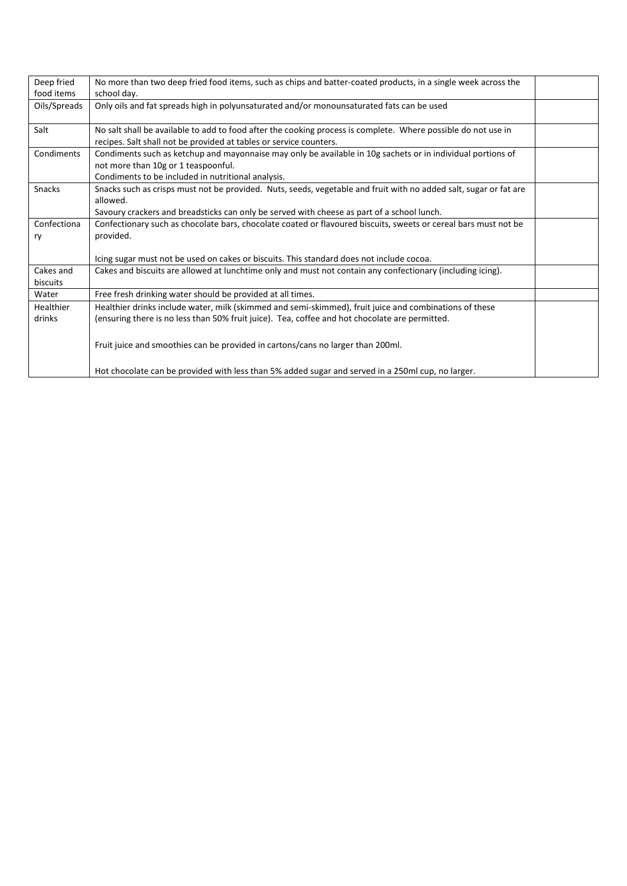| | | |
|---|---|---|
| Deep fried food items | No more than two deep fried food items, such as chips and batter-coated products, in a single week across the school day. | |
| Oils/Spreads | Only oils and fat spreads high in polyunsaturated and/or monounsaturated fats can be used | |
| Salt | No salt shall be available to add to food after the cooking process is complete. Where possible do not use in recipes. Salt shall not be provided at tables or service counters. | |
| Condiments | Condiments such as ketchup and mayonnaise may only be available in 10g sachets or in individual portions of not more than 10g or 1 teaspoonful.<br>Condiments to be included in nutritional analysis. | |
| Snacks | Snacks such as crisps must not be provided. Nuts, seeds, vegetable and fruit with no added salt, sugar or fat are allowed.<br>Savoury crackers and breadsticks can only be served with cheese as part of a school lunch. | |
| Confectionary | Confectionary such as chocolate bars, chocolate coated or flavoured biscuits, sweets or cereal bars must not be provided.<br><br>Icing sugar must not be used on cakes or biscuits. This standard does not include cocoa. | |
| Cakes and biscuits | Cakes and biscuits are allowed at lunchtime only and must not contain any confectionary (including icing). | |
| Water | Free fresh drinking water should be provided at all times. | |
| Healthier drinks | Healthier drinks include water, milk (skimmed and semi-skimmed), fruit juice and combinations of these (ensuring there is no less than 50% fruit juice). Tea, coffee and hot chocolate are permitted.<br><br>Fruit juice and smoothies can be provided in cartons/cans no larger than 200ml.<br><br>Hot chocolate can be provided with less than 5% added sugar and served in a 250ml cup, no larger. | |